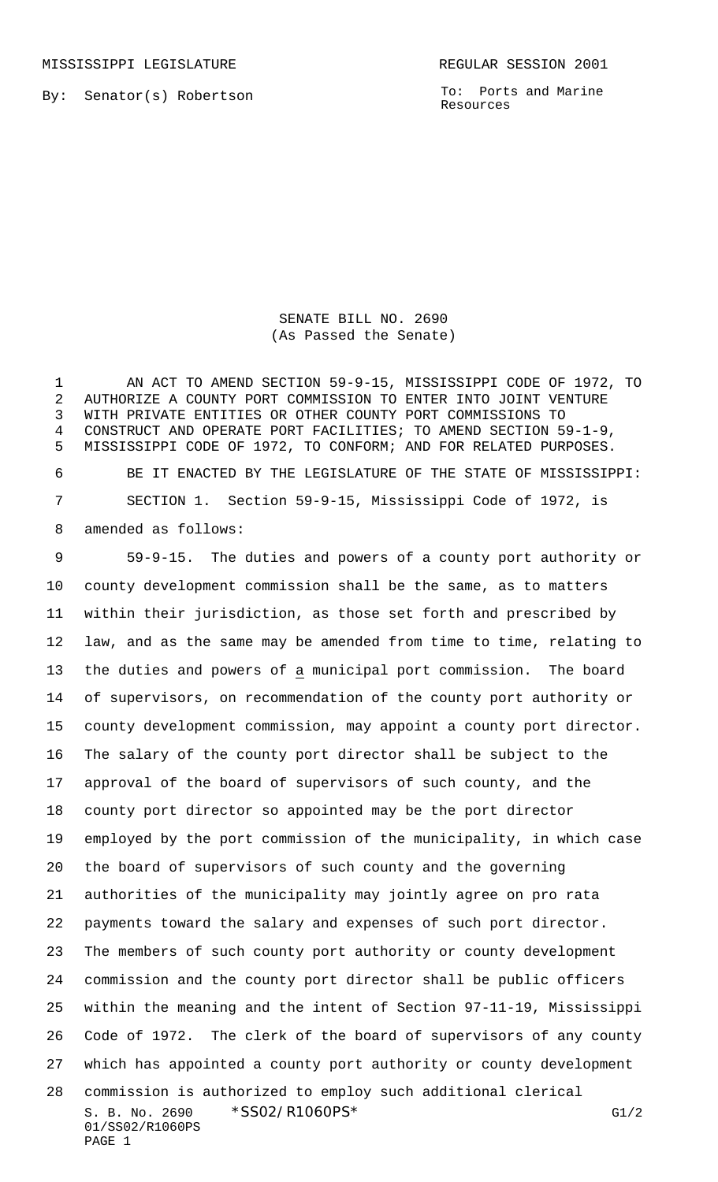MISSISSIPPI LEGISLATURE REGULAR SESSION 2001

By: Senator(s) Robertson

To: Ports and Marine Resources

# SENATE BILL NO. 2690
(As Passed the Senate)

AN ACT TO AMEND SECTION 59-9-15, MISSISSIPPI CODE OF 1972, TO AUTHORIZE A COUNTY PORT COMMISSION TO ENTER INTO JOINT VENTURE WITH PRIVATE ENTITIES OR OTHER COUNTY PORT COMMISSIONS TO CONSTRUCT AND OPERATE PORT FACILITIES; TO AMEND SECTION 59-1-9, MISSISSIPPI CODE OF 1972, TO CONFORM; AND FOR RELATED PURPOSES.

BE IT ENACTED BY THE LEGISLATURE OF THE STATE OF MISSISSIPPI:

SECTION 1. Section 59-9-15, Mississippi Code of 1972, is amended as follows:

59-9-15. The duties and powers of a county port authority or county development commission shall be the same, as to matters within their jurisdiction, as those set forth and prescribed by law, and as the same may be amended from time to time, relating to the duties and powers of a municipal port commission. The board of supervisors, on recommendation of the county port authority or county development commission, may appoint a county port director. The salary of the county port director shall be subject to the approval of the board of supervisors of such county, and the county port director so appointed may be the port director employed by the port commission of the municipality, in which case the board of supervisors of such county and the governing authorities of the municipality may jointly agree on pro rata payments toward the salary and expenses of such port director. The members of such county port authority or county development commission and the county port director shall be public officers within the meaning and the intent of Section 97-11-19, Mississippi Code of 1972. The clerk of the board of supervisors of any county which has appointed a county port authority or county development commission is authorized to employ such additional clerical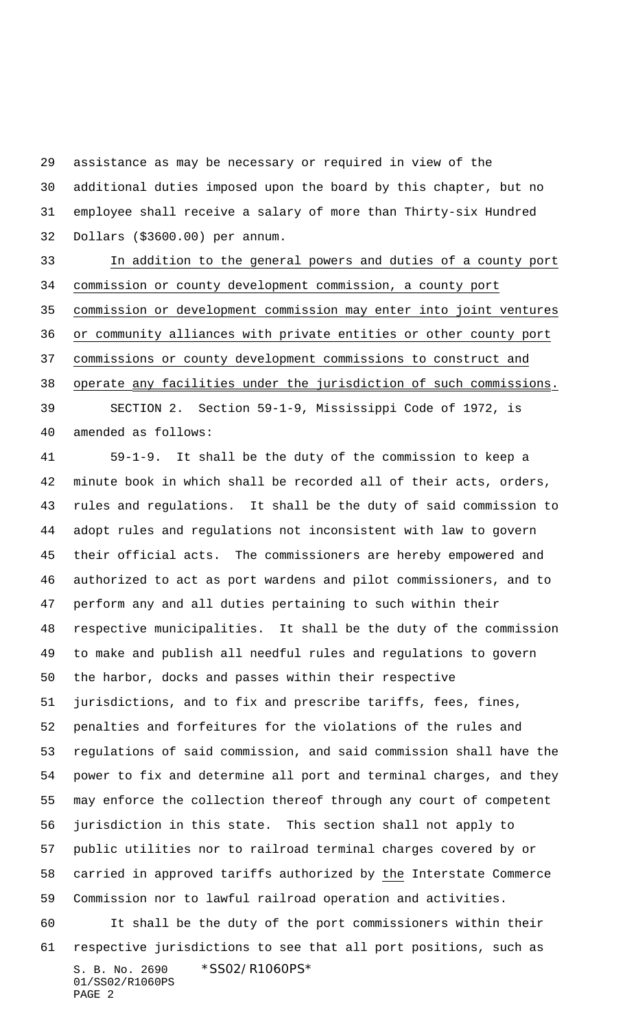assistance as may be necessary or required in view of the additional duties imposed upon the board by this chapter, but no employee shall receive a salary of more than Thirty-six Hundred Dollars ($3600.00) per annum.

In addition to the general powers and duties of a county port commission or county development commission, a county port commission or development commission may enter into joint ventures or community alliances with private entities or other county port commissions or county development commissions to construct and operate any facilities under the jurisdiction of such commissions.

SECTION 2. Section 59-1-9, Mississippi Code of 1972, is amended as follows:

59-1-9. It shall be the duty of the commission to keep a minute book in which shall be recorded all of their acts, orders, rules and regulations. It shall be the duty of said commission to adopt rules and regulations not inconsistent with law to govern their official acts. The commissioners are hereby empowered and authorized to act as port wardens and pilot commissioners, and to perform any and all duties pertaining to such within their respective municipalities. It shall be the duty of the commission to make and publish all needful rules and regulations to govern the harbor, docks and passes within their respective jurisdictions, and to fix and prescribe tariffs, fees, fines, penalties and forfeitures for the violations of the rules and regulations of said commission, and said commission shall have the power to fix and determine all port and terminal charges, and they may enforce the collection thereof through any court of competent jurisdiction in this state. This section shall not apply to public utilities nor to railroad terminal charges covered by or carried in approved tariffs authorized by the Interstate Commerce Commission nor to lawful railroad operation and activities.

It shall be the duty of the port commissioners within their respective jurisdictions to see that all port positions, such as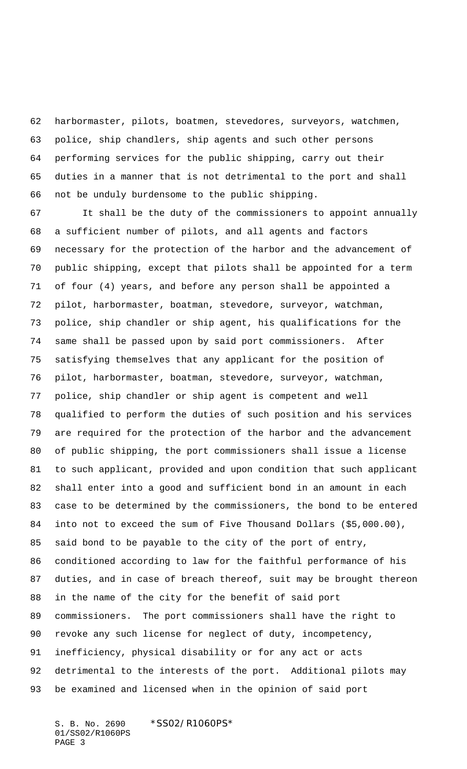harbormaster, pilots, boatmen, stevedores, surveyors, watchmen, police, ship chandlers, ship agents and such other persons performing services for the public shipping, carry out their duties in a manner that is not detrimental to the port and shall not be unduly burdensome to the public shipping.

It shall be the duty of the commissioners to appoint annually a sufficient number of pilots, and all agents and factors necessary for the protection of the harbor and the advancement of public shipping, except that pilots shall be appointed for a term of four (4) years, and before any person shall be appointed a pilot, harbormaster, boatman, stevedore, surveyor, watchman, police, ship chandler or ship agent, his qualifications for the same shall be passed upon by said port commissioners. After satisfying themselves that any applicant for the position of pilot, harbormaster, boatman, stevedore, surveyor, watchman, police, ship chandler or ship agent is competent and well qualified to perform the duties of such position and his services are required for the protection of the harbor and the advancement of public shipping, the port commissioners shall issue a license to such applicant, provided and upon condition that such applicant shall enter into a good and sufficient bond in an amount in each case to be determined by the commissioners, the bond to be entered into not to exceed the sum of Five Thousand Dollars ($5,000.00), said bond to be payable to the city of the port of entry, conditioned according to law for the faithful performance of his duties, and in case of breach thereof, suit may be brought thereon in the name of the city for the benefit of said port commissioners. The port commissioners shall have the right to revoke any such license for neglect of duty, incompetency, inefficiency, physical disability or for any act or acts detrimental to the interests of the port. Additional pilots may be examined and licensed when in the opinion of said port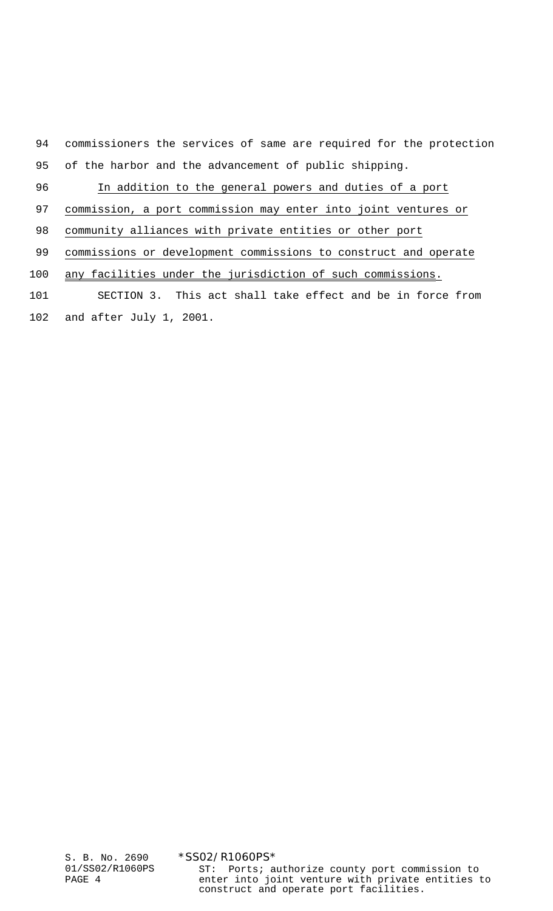commissioners the services of same are required for the protection of the harbor and the advancement of public shipping.

In addition to the general powers and duties of a port commission, a port commission may enter into joint ventures or community alliances with private entities or other port commissions or development commissions to construct and operate any facilities under the jurisdiction of such commissions.

SECTION 3. This act shall take effect and be in force from and after July 1, 2001.

ST: Ports; authorize county port commission to enter into joint venture with private entities to construct and operate port facilities.